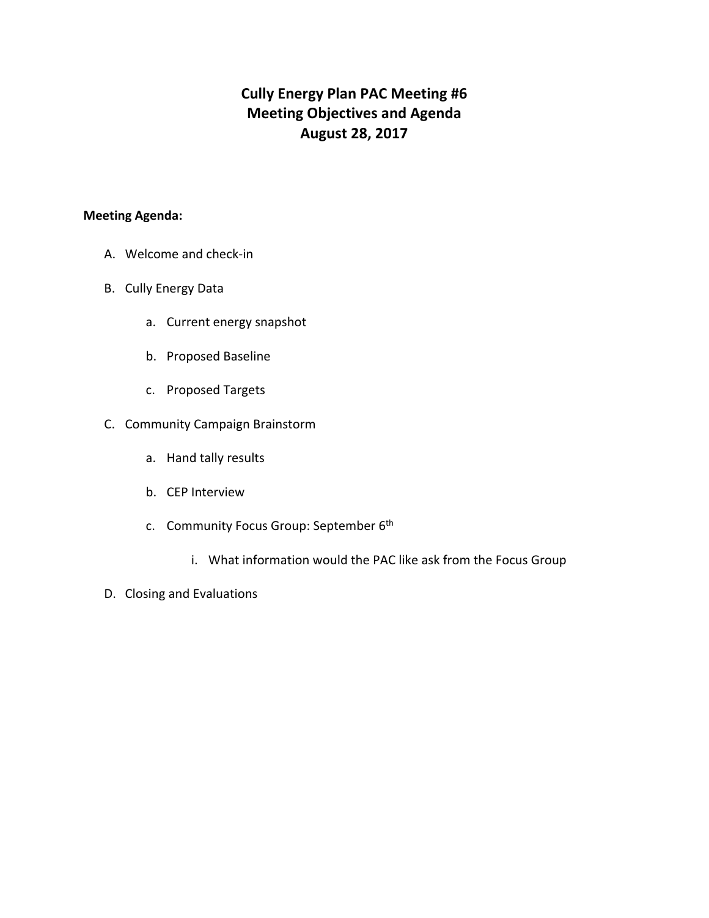# Cully Energy Plan PAC Meeting #6
# Meeting Objectives and Agenda
# August 28, 2017

**Meeting Agenda:**

A. Welcome and check-in

B. Cully Energy Data

   a. Current energy snapshot

   b. Proposed Baseline

   c. Proposed Targets

C. Community Campaign Brainstorm

   a. Hand tally results

   b. CEP Interview

   c. Community Focus Group: September 6th

      i. What information would the PAC like ask from the Focus Group

D. Closing and Evaluations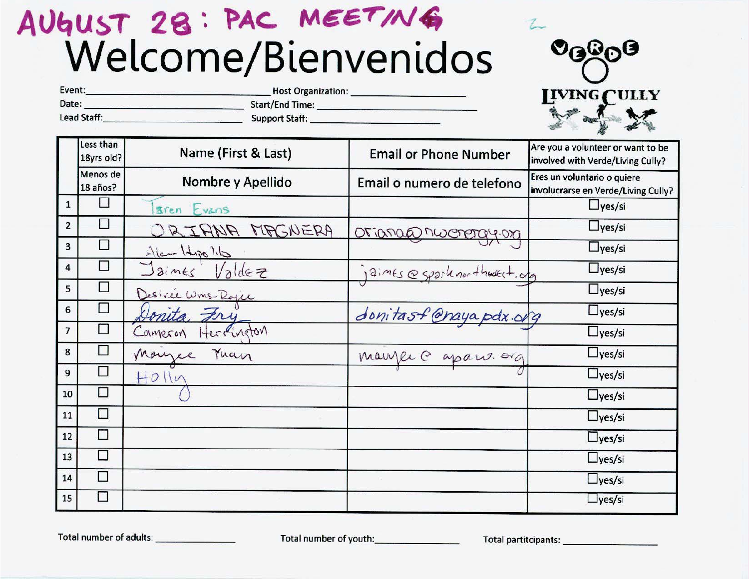AUGUST 28: PAC MEETING

# Welcome/Bienvenidos

VERDE
LIVING CULLY

Event: ______________________ Host Organization: ______________________

Date: ______________________ Start/End Time: ______________________

Lead Staff: ______________________ Support Staff: ______________________

| | Less than 18yrs old? / Menos de 18 años? | Name (First & Last) / Nombre y Apellido | Email or Phone Number / Email o numero de telefono | Are you a volunteer or want to be involved with Verde/Living Cully? / Eres un voluntario o quiere involucrarse en Verde/Living Cully? |
|---|---|---|---|---|
| 1 | ☐ | Taren Evans | | ☐yes/si |
| 2 | ☐ | ORIANA MAGNERA | oriana@nwenergy.org | ☐yes/si |
| 3 | ☐ | Alan Hipolito | | ☐yes/si |
| 4 | ☐ | Jaimes Valdez | jaimes@sparknorthwest.org | ☐yes/si |
| 5 | ☐ | Desiree Wms-Rajee | | ☐yes/si |
| 6 | ☐ | Donita Fry | donitasf@nayapdx.org | ☐yes/si |
| 7 | ☐ | Cameron Herrington | | ☐yes/si |
| 8 | ☐ | Maiyee Yuan | maiyee@apano.org | ☐yes/si |
| 9 | ☐ | Holly | | ☐yes/si |
| 10 | ☐ | | | ☐yes/si |
| 11 | ☐ | | | ☐yes/si |
| 12 | ☐ | | | ☐yes/si |
| 13 | ☐ | | | ☐yes/si |
| 14 | ☐ | | | ☐yes/si |
| 15 | ☐ | | | ☐yes/si |

Total number of adults: __________ Total number of youth: __________ Total partitcipants: __________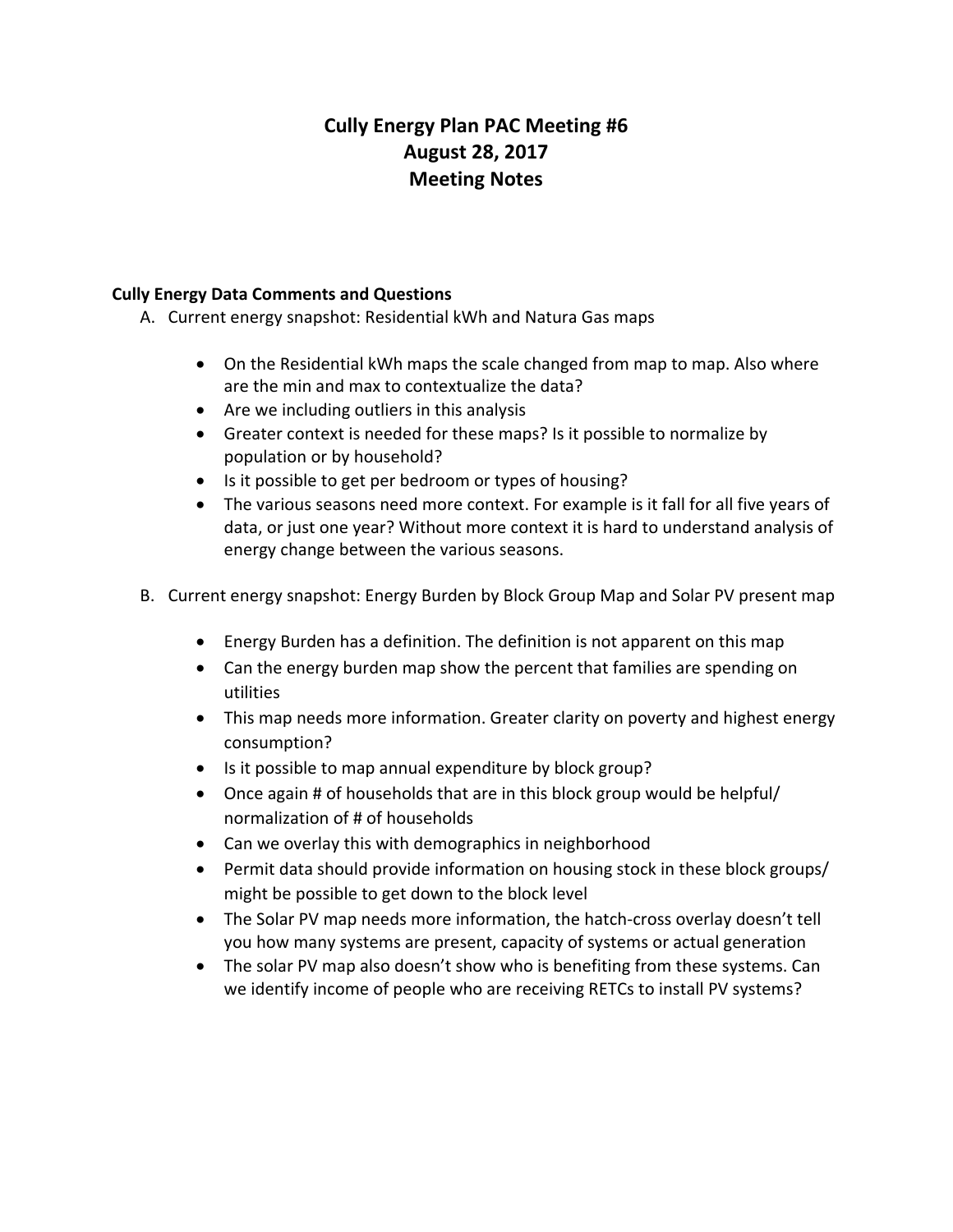# Cully Energy Plan PAC Meeting #6
# August 28, 2017
# Meeting Notes

### Cully Energy Data Comments and Questions

A. Current energy snapshot: Residential kWh and Natura Gas maps

- On the Residential kWh maps the scale changed from map to map. Also where are the min and max to contextualize the data?
- Are we including outliers in this analysis
- Greater context is needed for these maps? Is it possible to normalize by population or by household?
- Is it possible to get per bedroom or types of housing?
- The various seasons need more context. For example is it fall for all five years of data, or just one year? Without more context it is hard to understand analysis of energy change between the various seasons.

B. Current energy snapshot: Energy Burden by Block Group Map and Solar PV present map

- Energy Burden has a definition. The definition is not apparent on this map
- Can the energy burden map show the percent that families are spending on utilities
- This map needs more information. Greater clarity on poverty and highest energy consumption?
- Is it possible to map annual expenditure by block group?
- Once again # of households that are in this block group would be helpful/ normalization of # of households
- Can we overlay this with demographics in neighborhood
- Permit data should provide information on housing stock in these block groups/ might be possible to get down to the block level
- The Solar PV map needs more information, the hatch-cross overlay doesn't tell you how many systems are present, capacity of systems or actual generation
- The solar PV map also doesn't show who is benefiting from these systems. Can we identify income of people who are receiving RETCs to install PV systems?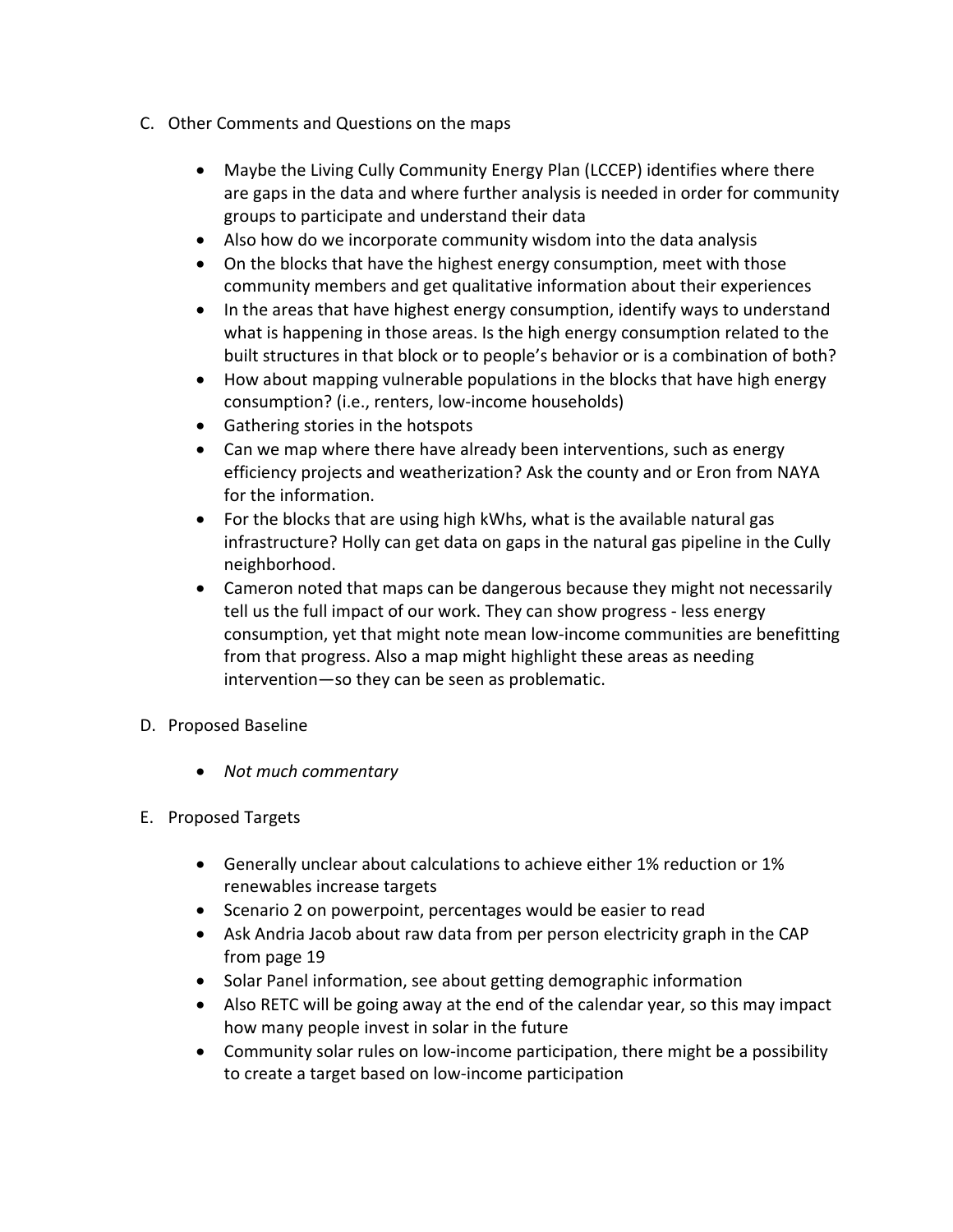C. Other Comments and Questions on the maps

- Maybe the Living Cully Community Energy Plan (LCCEP) identifies where there are gaps in the data and where further analysis is needed in order for community groups to participate and understand their data
- Also how do we incorporate community wisdom into the data analysis
- On the blocks that have the highest energy consumption, meet with those community members and get qualitative information about their experiences
- In the areas that have highest energy consumption, identify ways to understand what is happening in those areas. Is the high energy consumption related to the built structures in that block or to people's behavior or is a combination of both?
- How about mapping vulnerable populations in the blocks that have high energy consumption? (i.e., renters, low-income households)
- Gathering stories in the hotspots
- Can we map where there have already been interventions, such as energy efficiency projects and weatherization? Ask the county and or Eron from NAYA for the information.
- For the blocks that are using high kWhs, what is the available natural gas infrastructure? Holly can get data on gaps in the natural gas pipeline in the Cully neighborhood.
- Cameron noted that maps can be dangerous because they might not necessarily tell us the full impact of our work. They can show progress - less energy consumption, yet that might note mean low-income communities are benefitting from that progress. Also a map might highlight these areas as needing intervention—so they can be seen as problematic.

D. Proposed Baseline

- *Not much commentary*

E. Proposed Targets

- Generally unclear about calculations to achieve either 1% reduction or 1% renewables increase targets
- Scenario 2 on powerpoint, percentages would be easier to read
- Ask Andria Jacob about raw data from per person electricity graph in the CAP from page 19
- Solar Panel information, see about getting demographic information
- Also RETC will be going away at the end of the calendar year, so this may impact how many people invest in solar in the future
- Community solar rules on low-income participation, there might be a possibility to create a target based on low-income participation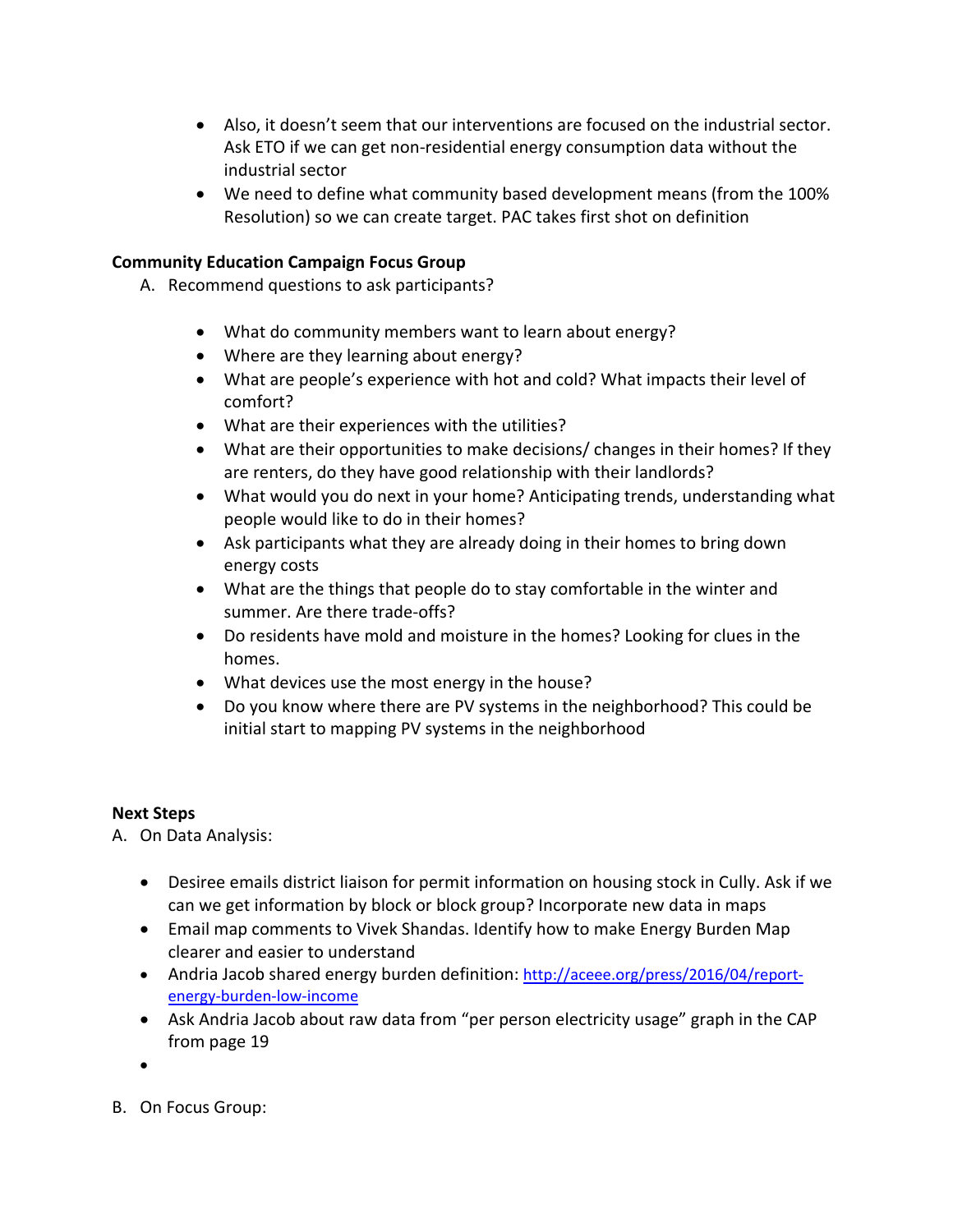- Also, it doesn't seem that our interventions are focused on the industrial sector. Ask ETO if we can get non-residential energy consumption data without the industrial sector
- We need to define what community based development means (from the 100% Resolution) so we can create target. PAC takes first shot on definition

**Community Education Campaign Focus Group**

A. Recommend questions to ask participants?

- What do community members want to learn about energy?
- Where are they learning about energy?
- What are people's experience with hot and cold? What impacts their level of comfort?
- What are their experiences with the utilities?
- What are their opportunities to make decisions/ changes in their homes? If they are renters, do they have good relationship with their landlords?
- What would you do next in your home? Anticipating trends, understanding what people would like to do in their homes?
- Ask participants what they are already doing in their homes to bring down energy costs
- What are the things that people do to stay comfortable in the winter and summer. Are there trade-offs?
- Do residents have mold and moisture in the homes? Looking for clues in the homes.
- What devices use the most energy in the house?
- Do you know where there are PV systems in the neighborhood? This could be initial start to mapping PV systems in the neighborhood

**Next Steps**

A. On Data Analysis:

- Desiree emails district liaison for permit information on housing stock in Cully. Ask if we can we get information by block or block group? Incorporate new data in maps
- Email map comments to Vivek Shandas. Identify how to make Energy Burden Map clearer and easier to understand
- Andria Jacob shared energy burden definition: [http://aceee.org/press/2016/04/report-energy-burden-low-income](http://aceee.org/press/2016/04/report-energy-burden-low-income)
- Ask Andria Jacob about raw data from "per person electricity usage" graph in the CAP from page 19
-

B. On Focus Group: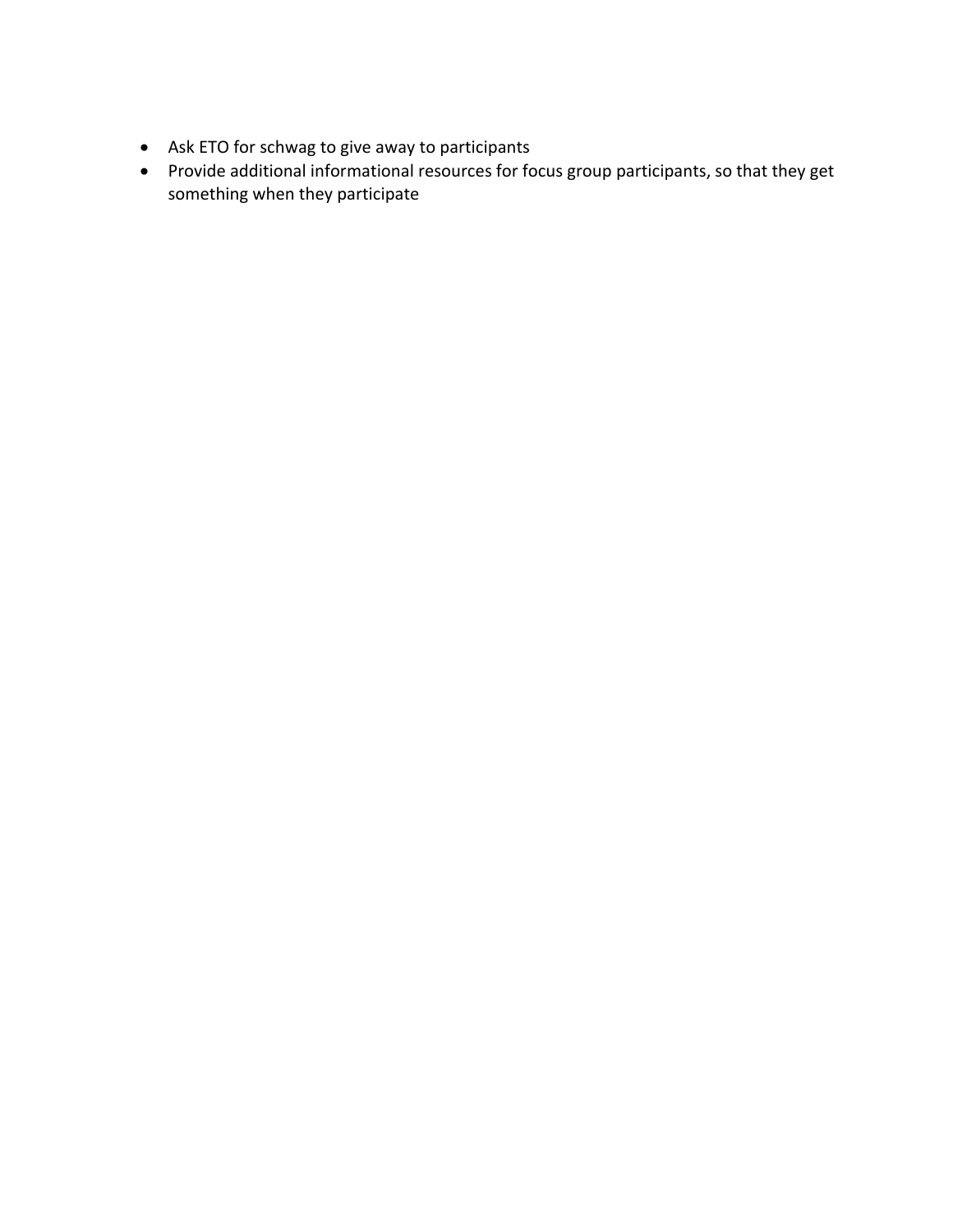- Ask ETO for schwag to give away to participants
- Provide additional informational resources for focus group participants, so that they get something when they participate